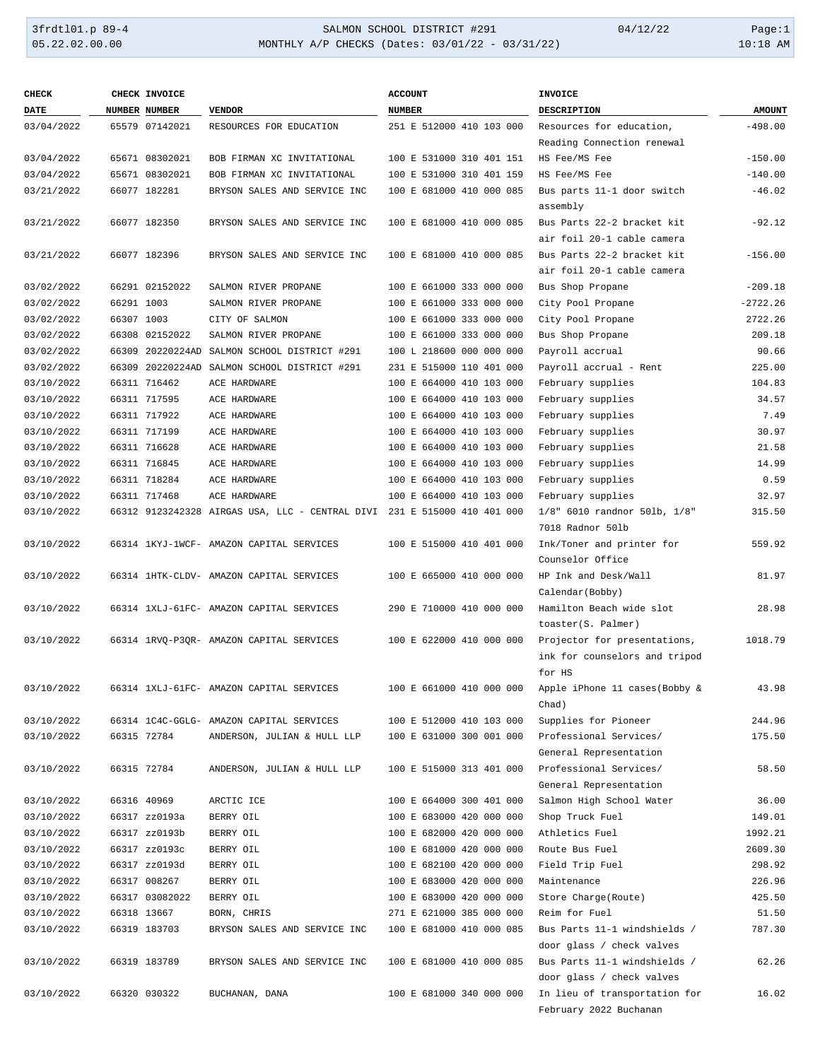SALMON SCHOOL DISTRICT #291

MONTHLY A/P CHECKS (Dates: 03/01/22 - 03/31/22)

3frdtl01.p 89-4 | 05.22.02.00.00 | 04/12/22 | 10:18 AM

| CHECK DATE | CHECK NUMBER | INVOICE NUMBER | VENDOR | ACCOUNT NUMBER | INVOICE DESCRIPTION | AMOUNT |
|---|---|---|---|---|---|---|
| 03/04/2022 | 65579 | 07142021 | RESOURCES FOR EDUCATION | 251 E 512000 410 103 000 | Resources for education, Reading Connection renewal | -498.00 |
| 03/04/2022 | 65671 | 08302021 | BOB FIRMAN XC INVITATIONAL | 100 E 531000 310 401 151 | HS Fee/MS Fee | -150.00 |
| 03/04/2022 | 65671 | 08302021 | BOB FIRMAN XC INVITATIONAL | 100 E 531000 310 401 159 | HS Fee/MS Fee | -140.00 |
| 03/21/2022 | 66077 | 182281 | BRYSON SALES AND SERVICE INC | 100 E 681000 410 000 085 | Bus parts 11-1 door switch assembly | -46.02 |
| 03/21/2022 | 66077 | 182350 | BRYSON SALES AND SERVICE INC | 100 E 681000 410 000 085 | Bus Parts 22-2 bracket kit air foil 20-1 cable camera | -92.12 |
| 03/21/2022 | 66077 | 182396 | BRYSON SALES AND SERVICE INC | 100 E 681000 410 000 085 | Bus Parts 22-2 bracket kit air foil 20-1 cable camera | -156.00 |
| 03/02/2022 | 66291 | 02152022 | SALMON RIVER PROPANE | 100 E 661000 333 000 000 | Bus Shop Propane | -209.18 |
| 03/02/2022 | 66291 | 1003 | SALMON RIVER PROPANE | 100 E 661000 333 000 000 | City Pool Propane | -2722.26 |
| 03/02/2022 | 66307 | 1003 | CITY OF SALMON | 100 E 661000 333 000 000 | City Pool Propane | 2722.26 |
| 03/02/2022 | 66308 | 02152022 | SALMON RIVER PROPANE | 100 E 661000 333 000 000 | Bus Shop Propane | 209.18 |
| 03/02/2022 | 66309 | 20220224AD | SALMON SCHOOL DISTRICT #291 | 100 L 218600 000 000 000 | Payroll accrual | 90.66 |
| 03/02/2022 | 66309 | 20220224AD | SALMON SCHOOL DISTRICT #291 | 231 E 515000 110 401 000 | Payroll accrual - Rent | 225.00 |
| 03/10/2022 | 66311 | 716462 | ACE HARDWARE | 100 E 664000 410 103 000 | February supplies | 104.83 |
| 03/10/2022 | 66311 | 717595 | ACE HARDWARE | 100 E 664000 410 103 000 | February supplies | 34.57 |
| 03/10/2022 | 66311 | 717922 | ACE HARDWARE | 100 E 664000 410 103 000 | February supplies | 7.49 |
| 03/10/2022 | 66311 | 717199 | ACE HARDWARE | 100 E 664000 410 103 000 | February supplies | 30.97 |
| 03/10/2022 | 66311 | 716628 | ACE HARDWARE | 100 E 664000 410 103 000 | February supplies | 21.58 |
| 03/10/2022 | 66311 | 716845 | ACE HARDWARE | 100 E 664000 410 103 000 | February supplies | 14.99 |
| 03/10/2022 | 66311 | 718284 | ACE HARDWARE | 100 E 664000 410 103 000 | February supplies | 0.59 |
| 03/10/2022 | 66311 | 717468 | ACE HARDWARE | 100 E 664000 410 103 000 | February supplies | 32.97 |
| 03/10/2022 | 66312 | 9123242328 | AIRGAS USA, LLC - CENTRAL DIVI | 231 E 515000 410 401 000 | 1/8" 6010 randnor 50lb, 1/8" 7018 Radnor 50lb | 315.50 |
| 03/10/2022 | 66314 | 1KYJ-1WCF- | AMAZON CAPITAL SERVICES | 100 E 515000 410 401 000 | Ink/Toner and printer for Counselor Office | 559.92 |
| 03/10/2022 | 66314 | 1HTK-CLDV- | AMAZON CAPITAL SERVICES | 100 E 665000 410 000 000 | HP Ink and Desk/Wall Calendar(Bobby) | 81.97 |
| 03/10/2022 | 66314 | 1XLJ-61FC- | AMAZON CAPITAL SERVICES | 290 E 710000 410 000 000 | Hamilton Beach wide slot toaster(S. Palmer) | 28.98 |
| 03/10/2022 | 66314 | 1RVQ-P3QR- | AMAZON CAPITAL SERVICES | 100 E 622000 410 000 000 | Projector for presentations, ink for counselors and tripod for HS | 1018.79 |
| 03/10/2022 | 66314 | 1XLJ-61FC- | AMAZON CAPITAL SERVICES | 100 E 661000 410 000 000 | Apple iPhone 11 cases(Bobby & Chad) | 43.98 |
| 03/10/2022 | 66314 | 1C4C-GGLG- | AMAZON CAPITAL SERVICES | 100 E 512000 410 103 000 | Supplies for Pioneer | 244.96 |
| 03/10/2022 | 66315 | 72784 | ANDERSON, JULIAN & HULL LLP | 100 E 631000 300 001 000 | Professional Services/ General Representation | 175.50 |
| 03/10/2022 | 66315 | 72784 | ANDERSON, JULIAN & HULL LLP | 100 E 515000 313 401 000 | Professional Services/ General Representation | 58.50 |
| 03/10/2022 | 66316 | 40969 | ARCTIC ICE | 100 E 664000 300 401 000 | Salmon High School Water | 36.00 |
| 03/10/2022 | 66317 | zz0193a | BERRY OIL | 100 E 683000 420 000 000 | Shop Truck Fuel | 149.01 |
| 03/10/2022 | 66317 | zz0193b | BERRY OIL | 100 E 682000 420 000 000 | Athletics Fuel | 1992.21 |
| 03/10/2022 | 66317 | zz0193c | BERRY OIL | 100 E 681000 420 000 000 | Route Bus Fuel | 2609.30 |
| 03/10/2022 | 66317 | zz0193d | BERRY OIL | 100 E 682100 420 000 000 | Field Trip Fuel | 298.92 |
| 03/10/2022 | 66317 | 008267 | BERRY OIL | 100 E 683000 420 000 000 | Maintenance | 226.96 |
| 03/10/2022 | 66317 | 03082022 | BERRY OIL | 100 E 683000 420 000 000 | Store Charge(Route) | 425.50 |
| 03/10/2022 | 66318 | 13667 | BORN, CHRIS | 271 E 621000 385 000 000 | Reim for Fuel | 51.50 |
| 03/10/2022 | 66319 | 183703 | BRYSON SALES AND SERVICE INC | 100 E 681000 410 000 085 | Bus Parts 11-1 windshields / door glass / check valves | 787.30 |
| 03/10/2022 | 66319 | 183789 | BRYSON SALES AND SERVICE INC | 100 E 681000 410 000 085 | Bus Parts 11-1 windshields / door glass / check valves | 62.26 |
| 03/10/2022 | 66320 | 030322 | BUCHANAN, DANA | 100 E 681000 340 000 000 | In lieu of transportation for February 2022 Buchanan | 16.02 |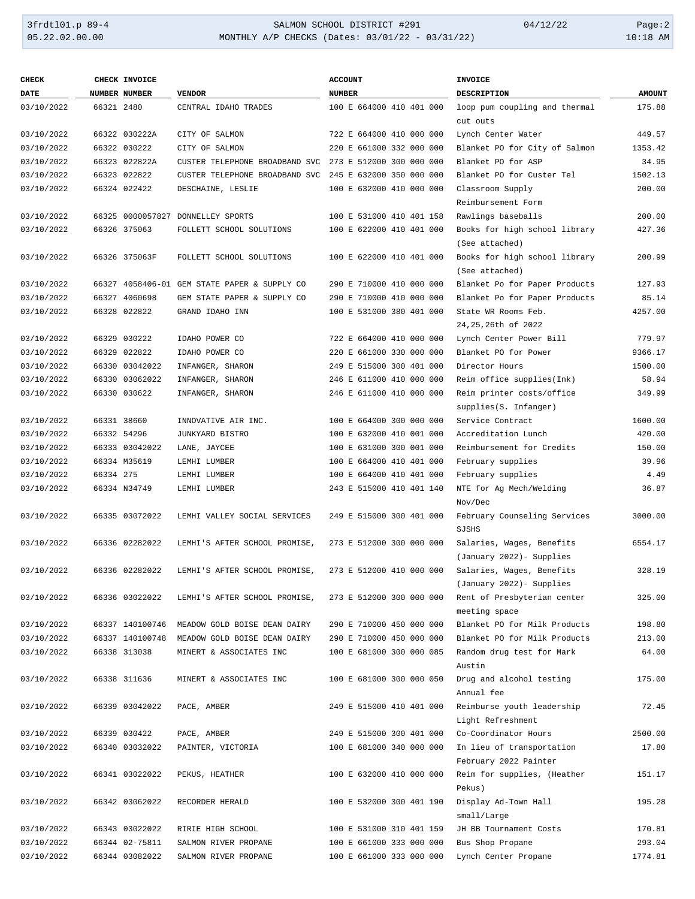| CHECK DATE | CHECK NUMBER | INVOICE NUMBER | VENDOR | ACCOUNT NUMBER | INVOICE DESCRIPTION | AMOUNT |
|---|---|---|---|---|---|---|
| 03/10/2022 | 66321 | 2480 | CENTRAL IDAHO TRADES | 100 E 664000 410 401 000 | loop pum coupling and thermal cut outs | 175.88 |
| 03/10/2022 | 66322 | 030222A | CITY OF SALMON | 722 E 664000 410 000 000 | Lynch Center Water | 449.57 |
| 03/10/2022 | 66322 | 030222 | CITY OF SALMON | 220 E 661000 332 000 000 | Blanket PO for City of Salmon | 1353.42 |
| 03/10/2022 | 66323 | 022822A | CUSTER TELEPHONE BROADBAND SVC | 273 E 512000 300 000 000 | Blanket PO for ASP | 34.95 |
| 03/10/2022 | 66323 | 022822 | CUSTER TELEPHONE BROADBAND SVC | 245 E 632000 350 000 000 | Blanket PO for Custer Tel | 1502.13 |
| 03/10/2022 | 66324 | 022422 | DESCHAINE, LESLIE | 100 E 632000 410 000 000 | Classroom Supply Reimbursement Form | 200.00 |
| 03/10/2022 | 66325 | 0000057827 | DONNELLEY SPORTS | 100 E 531000 410 401 158 | Rawlings baseballs | 200.00 |
| 03/10/2022 | 66326 | 375063 | FOLLETT SCHOOL SOLUTIONS | 100 E 622000 410 401 000 | Books for high school library (See attached) | 427.36 |
| 03/10/2022 | 66326 | 375063F | FOLLETT SCHOOL SOLUTIONS | 100 E 622000 410 401 000 | Books for high school library (See attached) | 200.99 |
| 03/10/2022 | 66327 | 4058406-01 | GEM STATE PAPER & SUPPLY CO | 290 E 710000 410 000 000 | Blanket Po for Paper Products | 127.93 |
| 03/10/2022 | 66327 | 4060698 | GEM STATE PAPER & SUPPLY CO | 290 E 710000 410 000 000 | Blanket Po for Paper Products | 85.14 |
| 03/10/2022 | 66328 | 022822 | GRAND IDAHO INN | 100 E 531000 380 401 000 | State WR Rooms Feb. 24,25,26th of 2022 | 4257.00 |
| 03/10/2022 | 66329 | 030222 | IDAHO POWER CO | 722 E 664000 410 000 000 | Lynch Center Power Bill | 779.97 |
| 03/10/2022 | 66329 | 022822 | IDAHO POWER CO | 220 E 661000 330 000 000 | Blanket PO for Power | 9366.17 |
| 03/10/2022 | 66330 | 03042022 | INFANGER, SHARON | 249 E 515000 300 401 000 | Director Hours | 1500.00 |
| 03/10/2022 | 66330 | 03062022 | INFANGER, SHARON | 246 E 611000 410 000 000 | Reim office supplies(Ink) | 58.94 |
| 03/10/2022 | 66330 | 030622 | INFANGER, SHARON | 246 E 611000 410 000 000 | Reim printer costs/office supplies(S. Infanger) | 349.99 |
| 03/10/2022 | 66331 | 38660 | INNOVATIVE AIR INC. | 100 E 664000 300 000 000 | Service Contract | 1600.00 |
| 03/10/2022 | 66332 | 54296 | JUNKYARD BISTRO | 100 E 632000 410 001 000 | Accreditation Lunch | 420.00 |
| 03/10/2022 | 66333 | 03042022 | LANE, JAYCEE | 100 E 631000 300 001 000 | Reimbursement for Credits | 150.00 |
| 03/10/2022 | 66334 | M35619 | LEMHI LUMBER | 100 E 664000 410 401 000 | February supplies | 39.96 |
| 03/10/2022 | 66334 | 275 | LEMHI LUMBER | 100 E 664000 410 401 000 | February supplies | 4.49 |
| 03/10/2022 | 66334 | N34749 | LEMHI LUMBER | 243 E 515000 410 401 140 | NTE for Ag Mech/Welding Nov/Dec | 36.87 |
| 03/10/2022 | 66335 | 03072022 | LEMHI VALLEY SOCIAL SERVICES | 249 E 515000 300 401 000 | February Counseling Services SJSHS | 3000.00 |
| 03/10/2022 | 66336 | 02282022 | LEMHI'S AFTER SCHOOL PROMISE, | 273 E 512000 300 000 000 | Salaries, Wages, Benefits (January 2022)- Supplies | 6554.17 |
| 03/10/2022 | 66336 | 02282022 | LEMHI'S AFTER SCHOOL PROMISE, | 273 E 512000 410 000 000 | Salaries, Wages, Benefits (January 2022)- Supplies | 328.19 |
| 03/10/2022 | 66336 | 03022022 | LEMHI'S AFTER SCHOOL PROMISE, | 273 E 512000 300 000 000 | Rent of Presbyterian center meeting space | 325.00 |
| 03/10/2022 | 66337 | 140100746 | MEADOW GOLD BOISE DEAN DAIRY | 290 E 710000 450 000 000 | Blanket PO for Milk Products | 198.80 |
| 03/10/2022 | 66337 | 140100748 | MEADOW GOLD BOISE DEAN DAIRY | 290 E 710000 450 000 000 | Blanket PO for Milk Products | 213.00 |
| 03/10/2022 | 66338 | 313038 | MINERT & ASSOCIATES INC | 100 E 681000 300 000 085 | Random drug test for Mark Austin | 64.00 |
| 03/10/2022 | 66338 | 311636 | MINERT & ASSOCIATES INC | 100 E 681000 300 000 050 | Drug and alcohol testing Annual fee | 175.00 |
| 03/10/2022 | 66339 | 03042022 | PACE, AMBER | 249 E 515000 410 401 000 | Reimburse youth leadership Light Refreshment | 72.45 |
| 03/10/2022 | 66339 | 030422 | PACE, AMBER | 249 E 515000 300 401 000 | Co-Coordinator Hours | 2500.00 |
| 03/10/2022 | 66340 | 03032022 | PAINTER, VICTORIA | 100 E 681000 340 000 000 | In lieu of transportation February 2022 Painter | 17.80 |
| 03/10/2022 | 66341 | 03022022 | PEKUS, HEATHER | 100 E 632000 410 000 000 | Reim for supplies, (Heather Pekus) | 151.17 |
| 03/10/2022 | 66342 | 03062022 | RECORDER HERALD | 100 E 532000 300 401 190 | Display Ad-Town Hall small/Large | 195.28 |
| 03/10/2022 | 66343 | 03022022 | RIRIE HIGH SCHOOL | 100 E 531000 310 401 159 | JH BB Tournament Costs | 170.81 |
| 03/10/2022 | 66344 | 02-75811 | SALMON RIVER PROPANE | 100 E 661000 333 000 000 | Bus Shop Propane | 293.04 |
| 03/10/2022 | 66344 | 03082022 | SALMON RIVER PROPANE | 100 E 661000 333 000 000 | Lynch Center Propane | 1774.81 |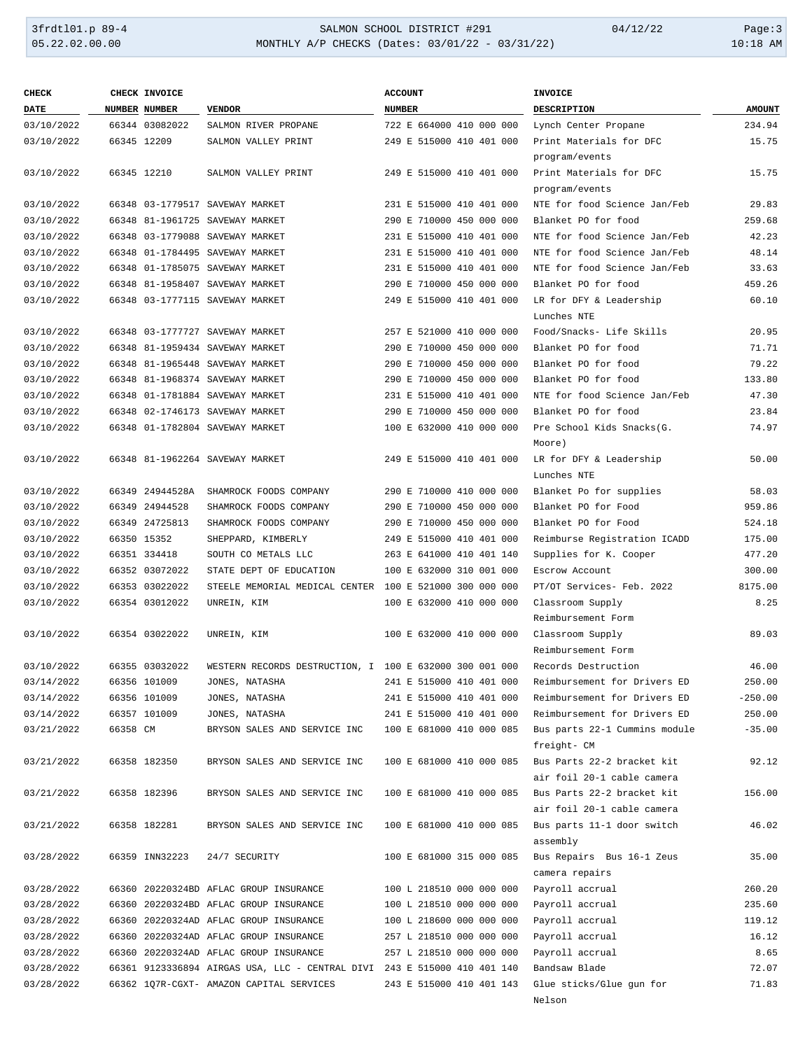| CHECK DATE | CHECK NUMBER | INVOICE NUMBER | VENDOR | ACCOUNT NUMBER | INVOICE DESCRIPTION | AMOUNT |
|---|---|---|---|---|---|---|
| 03/10/2022 | 66344 | 03082022 | SALMON RIVER PROPANE | 722 E 664000 410 000 000 | Lynch Center Propane | 234.94 |
| 03/10/2022 | 66345 | 12209 | SALMON VALLEY PRINT | 249 E 515000 410 401 000 | Print Materials for DFC program/events | 15.75 |
| 03/10/2022 | 66345 | 12210 | SALMON VALLEY PRINT | 249 E 515000 410 401 000 | Print Materials for DFC program/events | 15.75 |
| 03/10/2022 | 66348 | 03-1779517 | SAVEWAY MARKET | 231 E 515000 410 401 000 | NTE for food Science Jan/Feb | 29.83 |
| 03/10/2022 | 66348 | 81-1961725 | SAVEWAY MARKET | 290 E 710000 450 000 000 | Blanket PO for food | 259.68 |
| 03/10/2022 | 66348 | 03-1779088 | SAVEWAY MARKET | 231 E 515000 410 401 000 | NTE for food Science Jan/Feb | 42.23 |
| 03/10/2022 | 66348 | 01-1784495 | SAVEWAY MARKET | 231 E 515000 410 401 000 | NTE for food Science Jan/Feb | 48.14 |
| 03/10/2022 | 66348 | 01-1785075 | SAVEWAY MARKET | 231 E 515000 410 401 000 | NTE for food Science Jan/Feb | 33.63 |
| 03/10/2022 | 66348 | 81-1958407 | SAVEWAY MARKET | 290 E 710000 450 000 000 | Blanket PO for food | 459.26 |
| 03/10/2022 | 66348 | 03-1777115 | SAVEWAY MARKET | 249 E 515000 410 401 000 | LR for DFY & Leadership Lunches NTE | 60.10 |
| 03/10/2022 | 66348 | 03-1777727 | SAVEWAY MARKET | 257 E 521000 410 000 000 | Food/Snacks- Life Skills | 20.95 |
| 03/10/2022 | 66348 | 81-1959434 | SAVEWAY MARKET | 290 E 710000 450 000 000 | Blanket PO for food | 71.71 |
| 03/10/2022 | 66348 | 81-1965448 | SAVEWAY MARKET | 290 E 710000 450 000 000 | Blanket PO for food | 79.22 |
| 03/10/2022 | 66348 | 81-1968374 | SAVEWAY MARKET | 290 E 710000 450 000 000 | Blanket PO for food | 133.80 |
| 03/10/2022 | 66348 | 01-1781884 | SAVEWAY MARKET | 231 E 515000 410 401 000 | NTE for food Science Jan/Feb | 47.30 |
| 03/10/2022 | 66348 | 02-1746173 | SAVEWAY MARKET | 290 E 710000 450 000 000 | Blanket PO for food | 23.84 |
| 03/10/2022 | 66348 | 01-1782804 | SAVEWAY MARKET | 100 E 632000 410 000 000 | Pre School Kids Snacks(G. Moore) | 74.97 |
| 03/10/2022 | 66348 | 81-1962264 | SAVEWAY MARKET | 249 E 515000 410 401 000 | LR for DFY & Leadership Lunches NTE | 50.00 |
| 03/10/2022 | 66349 | 24944528A | SHAMROCK FOODS COMPANY | 290 E 710000 410 000 000 | Blanket Po for supplies | 58.03 |
| 03/10/2022 | 66349 | 24944528 | SHAMROCK FOODS COMPANY | 290 E 710000 450 000 000 | Blanket PO for Food | 959.86 |
| 03/10/2022 | 66349 | 24725813 | SHAMROCK FOODS COMPANY | 290 E 710000 450 000 000 | Blanket PO for Food | 524.18 |
| 03/10/2022 | 66350 | 15352 | SHEPPARD, KIMBERLY | 249 E 515000 410 401 000 | Reimburse Registration ICADD | 175.00 |
| 03/10/2022 | 66351 | 334418 | SOUTH CO METALS LLC | 263 E 641000 410 401 140 | Supplies for K. Cooper | 477.20 |
| 03/10/2022 | 66352 | 03072022 | STATE DEPT OF EDUCATION | 100 E 632000 310 001 000 | Escrow Account | 300.00 |
| 03/10/2022 | 66353 | 03022022 | STEELE MEMORIAL MEDICAL CENTER | 100 E 521000 300 000 000 | PT/OT Services- Feb. 2022 | 8175.00 |
| 03/10/2022 | 66354 | 03012022 | UNREIN, KIM | 100 E 632000 410 000 000 | Classroom Supply Reimbursement Form | 8.25 |
| 03/10/2022 | 66354 | 03022022 | UNREIN, KIM | 100 E 632000 410 000 000 | Classroom Supply Reimbursement Form | 89.03 |
| 03/10/2022 | 66355 | 03032022 | WESTERN RECORDS DESTRUCTION, I | 100 E 632000 300 001 000 | Records Destruction | 46.00 |
| 03/14/2022 | 66356 | 101009 | JONES, NATASHA | 241 E 515000 410 401 000 | Reimbursement for Drivers ED | 250.00 |
| 03/14/2022 | 66356 | 101009 | JONES, NATASHA | 241 E 515000 410 401 000 | Reimbursement for Drivers ED | -250.00 |
| 03/14/2022 | 66357 | 101009 | JONES, NATASHA | 241 E 515000 410 401 000 | Reimbursement for Drivers ED | 250.00 |
| 03/21/2022 | 66358 | CM | BRYSON SALES AND SERVICE INC | 100 E 681000 410 000 085 | Bus parts 22-1 Cummins module freight- CM | -35.00 |
| 03/21/2022 | 66358 | 182350 | BRYSON SALES AND SERVICE INC | 100 E 681000 410 000 085 | Bus Parts 22-2 bracket kit air foil 20-1 cable camera | 92.12 |
| 03/21/2022 | 66358 | 182396 | BRYSON SALES AND SERVICE INC | 100 E 681000 410 000 085 | Bus Parts 22-2 bracket kit air foil 20-1 cable camera | 156.00 |
| 03/21/2022 | 66358 | 182281 | BRYSON SALES AND SERVICE INC | 100 E 681000 410 000 085 | Bus parts 11-1 door switch assembly | 46.02 |
| 03/28/2022 | 66359 | INN32223 | 24/7 SECURITY | 100 E 681000 315 000 085 | Bus Repairs Bus 16-1 Zeus camera repairs | 35.00 |
| 03/28/2022 | 66360 | 20220324BD | AFLAC GROUP INSURANCE | 100 L 218510 000 000 000 | Payroll accrual | 260.20 |
| 03/28/2022 | 66360 | 20220324BD | AFLAC GROUP INSURANCE | 100 L 218510 000 000 000 | Payroll accrual | 235.60 |
| 03/28/2022 | 66360 | 20220324AD | AFLAC GROUP INSURANCE | 100 L 218600 000 000 000 | Payroll accrual | 119.12 |
| 03/28/2022 | 66360 | 20220324AD | AFLAC GROUP INSURANCE | 257 L 218510 000 000 000 | Payroll accrual | 16.12 |
| 03/28/2022 | 66360 | 20220324AD | AFLAC GROUP INSURANCE | 257 L 218510 000 000 000 | Payroll accrual | 8.65 |
| 03/28/2022 | 66361 | 9123336894 | AIRGAS USA, LLC - CENTRAL DIVI | 243 E 515000 410 401 140 | Bandsaw Blade | 72.07 |
| 03/28/2022 | 66362 | 1Q7R-CGXT- | AMAZON CAPITAL SERVICES | 243 E 515000 410 401 143 | Glue sticks/Glue gun for Nelson | 71.83 |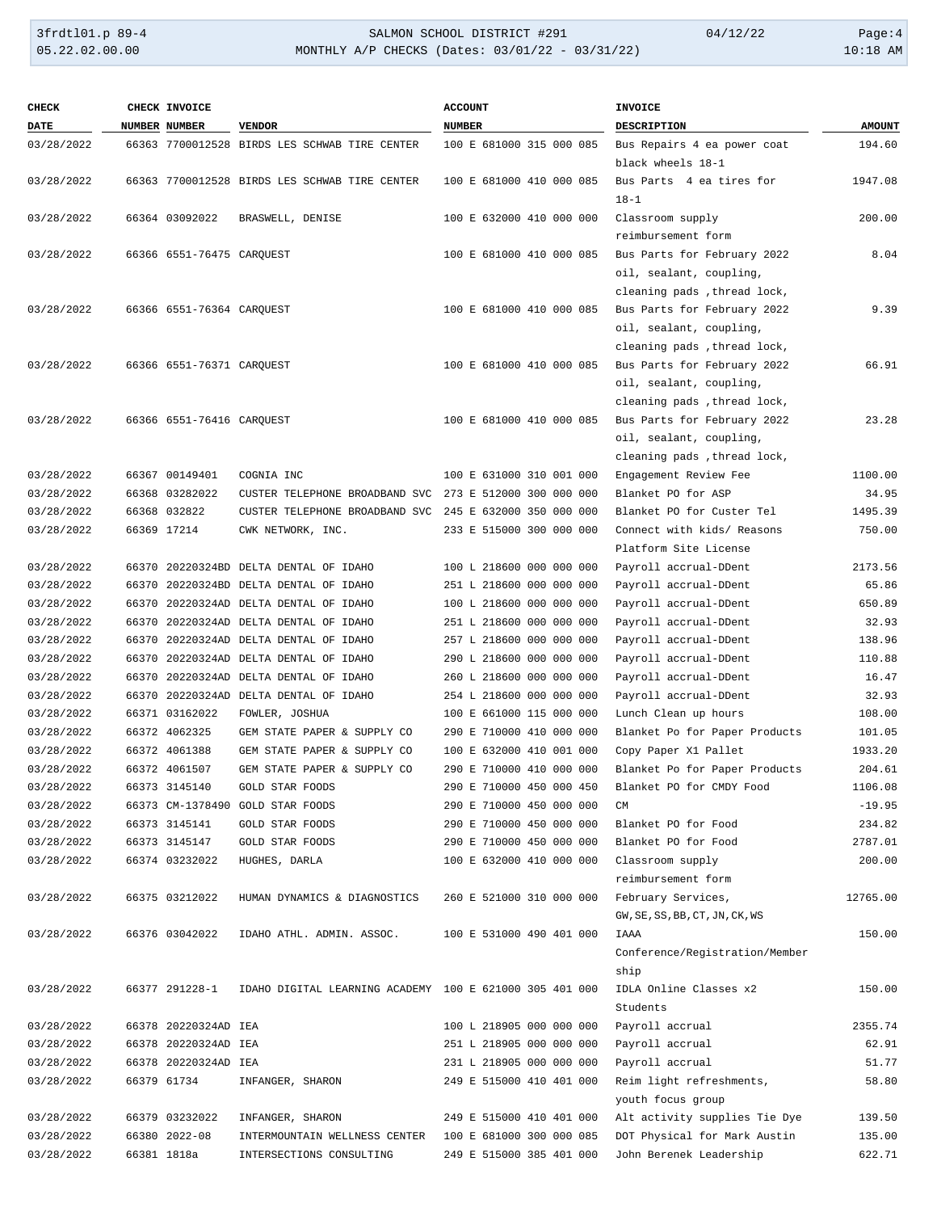| CHECK DATE | CHECK NUMBER | INVOICE NUMBER | VENDOR | ACCOUNT NUMBER | INVOICE DESCRIPTION | AMOUNT |
|---|---|---|---|---|---|---|
| 03/28/2022 | 66363 | 7700012528 | BIRDS LES SCHWAB TIRE CENTER | 100 E 681000 315 000 085 | Bus Repairs 4 ea power coat black wheels 18-1 | 194.60 |
| 03/28/2022 | 66363 | 7700012528 | BIRDS LES SCHWAB TIRE CENTER | 100 E 681000 410 000 085 | Bus Parts 4 ea tires for 18-1 | 1947.08 |
| 03/28/2022 | 66364 | 03092022 | BRASWELL, DENISE | 100 E 632000 410 000 000 | Classroom supply reimbursement form | 200.00 |
| 03/28/2022 | 66366 | 6551-76475 | CARQUEST | 100 E 681000 410 000 085 | Bus Parts for February 2022 oil, sealant, coupling, cleaning pads ,thread lock, | 8.04 |
| 03/28/2022 | 66366 | 6551-76364 | CARQUEST | 100 E 681000 410 000 085 | Bus Parts for February 2022 oil, sealant, coupling, cleaning pads ,thread lock, | 9.39 |
| 03/28/2022 | 66366 | 6551-76371 | CARQUEST | 100 E 681000 410 000 085 | Bus Parts for February 2022 oil, sealant, coupling, cleaning pads ,thread lock, | 66.91 |
| 03/28/2022 | 66366 | 6551-76416 | CARQUEST | 100 E 681000 410 000 085 | Bus Parts for February 2022 oil, sealant, coupling, cleaning pads ,thread lock, | 23.28 |
| 03/28/2022 | 66367 | 00149401 | COGNIA INC | 100 E 631000 310 001 000 | Engagement Review Fee | 1100.00 |
| 03/28/2022 | 66368 | 03282022 | CUSTER TELEPHONE BROADBAND SVC | 273 E 512000 300 000 000 | Blanket PO for ASP | 34.95 |
| 03/28/2022 | 66368 | 032822 | CUSTER TELEPHONE BROADBAND SVC | 245 E 632000 350 000 000 | Blanket PO for Custer Tel | 1495.39 |
| 03/28/2022 | 66369 | 17214 | CWK NETWORK, INC. | 233 E 515000 300 000 000 | Connect with kids/ Reasons Platform Site License | 750.00 |
| 03/28/2022 | 66370 | 20220324BD | DELTA DENTAL OF IDAHO | 100 L 218600 000 000 000 | Payroll accrual-DDent | 2173.56 |
| 03/28/2022 | 66370 | 20220324BD | DELTA DENTAL OF IDAHO | 251 L 218600 000 000 000 | Payroll accrual-DDent | 65.86 |
| 03/28/2022 | 66370 | 20220324AD | DELTA DENTAL OF IDAHO | 100 L 218600 000 000 000 | Payroll accrual-DDent | 650.89 |
| 03/28/2022 | 66370 | 20220324AD | DELTA DENTAL OF IDAHO | 251 L 218600 000 000 000 | Payroll accrual-DDent | 32.93 |
| 03/28/2022 | 66370 | 20220324AD | DELTA DENTAL OF IDAHO | 257 L 218600 000 000 000 | Payroll accrual-DDent | 138.96 |
| 03/28/2022 | 66370 | 20220324AD | DELTA DENTAL OF IDAHO | 290 L 218600 000 000 000 | Payroll accrual-DDent | 110.88 |
| 03/28/2022 | 66370 | 20220324AD | DELTA DENTAL OF IDAHO | 260 L 218600 000 000 000 | Payroll accrual-DDent | 16.47 |
| 03/28/2022 | 66370 | 20220324AD | DELTA DENTAL OF IDAHO | 254 L 218600 000 000 000 | Payroll accrual-DDent | 32.93 |
| 03/28/2022 | 66371 | 03162022 | FOWLER, JOSHUA | 100 E 661000 115 000 000 | Lunch Clean up hours | 108.00 |
| 03/28/2022 | 66372 | 4062325 | GEM STATE PAPER & SUPPLY CO | 290 E 710000 410 000 000 | Blanket Po for Paper Products | 101.05 |
| 03/28/2022 | 66372 | 4061388 | GEM STATE PAPER & SUPPLY CO | 100 E 632000 410 001 000 | Copy Paper X1 Pallet | 1933.20 |
| 03/28/2022 | 66372 | 4061507 | GEM STATE PAPER & SUPPLY CO | 290 E 710000 410 000 000 | Blanket Po for Paper Products | 204.61 |
| 03/28/2022 | 66373 | 3145140 | GOLD STAR FOODS | 290 E 710000 450 000 450 | Blanket PO for CMDY Food | 1106.08 |
| 03/28/2022 | 66373 | CM-1378490 | GOLD STAR FOODS | 290 E 710000 450 000 000 | CM | -19.95 |
| 03/28/2022 | 66373 | 3145141 | GOLD STAR FOODS | 290 E 710000 450 000 000 | Blanket PO for Food | 234.82 |
| 03/28/2022 | 66373 | 3145147 | GOLD STAR FOODS | 290 E 710000 450 000 000 | Blanket PO for Food | 2787.01 |
| 03/28/2022 | 66374 | 03232022 | HUGHES, DARLA | 100 E 632000 410 000 000 | Classroom supply reimbursement form | 200.00 |
| 03/28/2022 | 66375 | 03212022 | HUMAN DYNAMICS & DIAGNOSTICS | 260 E 521000 310 000 000 | February Services, GW,SE,SS,BB,CT,JN,CK,WS | 12765.00 |
| 03/28/2022 | 66376 | 03042022 | IDAHO ATHL. ADMIN. ASSOC. | 100 E 531000 490 401 000 | IAAA Conference/Registration/Membership | 150.00 |
| 03/28/2022 | 66377 | 291228-1 | IDAHO DIGITAL LEARNING ACADEMY | 100 E 621000 305 401 000 | IDLA Online Classes x2 Students | 150.00 |
| 03/28/2022 | 66378 | 20220324AD | IEA | 100 L 218905 000 000 000 | Payroll accrual | 2355.74 |
| 03/28/2022 | 66378 | 20220324AD | IEA | 251 L 218905 000 000 000 | Payroll accrual | 62.91 |
| 03/28/2022 | 66378 | 20220324AD | IEA | 231 L 218905 000 000 000 | Payroll accrual | 51.77 |
| 03/28/2022 | 66379 | 61734 | INFANGER, SHARON | 249 E 515000 410 401 000 | Reim light refreshments, youth focus group | 58.80 |
| 03/28/2022 | 66379 | 03232022 | INFANGER, SHARON | 249 E 515000 410 401 000 | Alt activity supplies Tie Dye | 139.50 |
| 03/28/2022 | 66380 | 2022-08 | INTERMOUNTAIN WELLNESS CENTER | 100 E 681000 300 000 085 | DOT Physical for Mark Austin | 135.00 |
| 03/28/2022 | 66381 | 1818a | INTERSECTIONS CONSULTING | 249 E 515000 385 401 000 | John Berenek Leadership | 622.71 |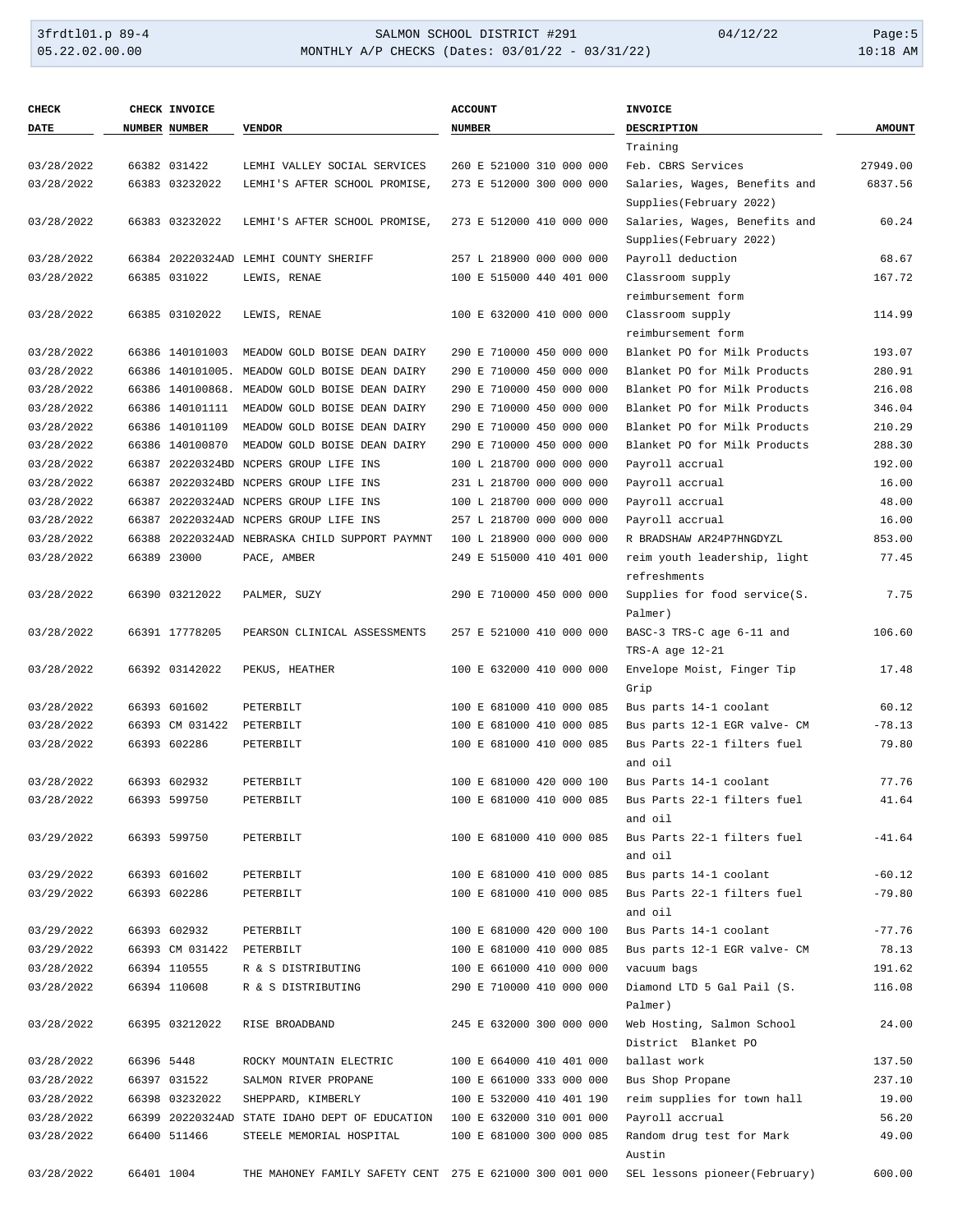| CHECK DATE | CHECK NUMBER | INVOICE NUMBER | VENDOR | ACCOUNT NUMBER | INVOICE DESCRIPTION | AMOUNT |
|---|---|---|---|---|---|---|
| | | | | | Training | |
| 03/28/2022 | 66382 | 031422 | LEMHI VALLEY SOCIAL SERVICES | 260 E 521000 310 000 000 | Feb. CBRS Services | 27949.00 |
| 03/28/2022 | 66383 | 03232022 | LEMHI'S AFTER SCHOOL PROMISE, | 273 E 512000 300 000 000 | Salaries, Wages, Benefits and Supplies(February 2022) | 6837.56 |
| 03/28/2022 | 66383 | 03232022 | LEMHI'S AFTER SCHOOL PROMISE, | 273 E 512000 410 000 000 | Salaries, Wages, Benefits and Supplies(February 2022) | 60.24 |
| 03/28/2022 | 66384 | 20220324AD | LEMHI COUNTY SHERIFF | 257 L 218900 000 000 000 | Payroll deduction | 68.67 |
| 03/28/2022 | 66385 | 031022 | LEWIS, RENAE | 100 E 515000 440 401 000 | Classroom supply reimbursement form | 167.72 |
| 03/28/2022 | 66385 | 03102022 | LEWIS, RENAE | 100 E 632000 410 000 000 | Classroom supply reimbursement form | 114.99 |
| 03/28/2022 | 66386 | 140101003 | MEADOW GOLD BOISE DEAN DAIRY | 290 E 710000 450 000 000 | Blanket PO for Milk Products | 193.07 |
| 03/28/2022 | 66386 | 140101005. | MEADOW GOLD BOISE DEAN DAIRY | 290 E 710000 450 000 000 | Blanket PO for Milk Products | 280.91 |
| 03/28/2022 | 66386 | 140100868. | MEADOW GOLD BOISE DEAN DAIRY | 290 E 710000 450 000 000 | Blanket PO for Milk Products | 216.08 |
| 03/28/2022 | 66386 | 140101111 | MEADOW GOLD BOISE DEAN DAIRY | 290 E 710000 450 000 000 | Blanket PO for Milk Products | 346.04 |
| 03/28/2022 | 66386 | 140101109 | MEADOW GOLD BOISE DEAN DAIRY | 290 E 710000 450 000 000 | Blanket PO for Milk Products | 210.29 |
| 03/28/2022 | 66386 | 140100870 | MEADOW GOLD BOISE DEAN DAIRY | 290 E 710000 450 000 000 | Blanket PO for Milk Products | 288.30 |
| 03/28/2022 | 66387 | 20220324BD | NCPERS GROUP LIFE INS | 100 L 218700 000 000 000 | Payroll accrual | 192.00 |
| 03/28/2022 | 66387 | 20220324BD | NCPERS GROUP LIFE INS | 231 L 218700 000 000 000 | Payroll accrual | 16.00 |
| 03/28/2022 | 66387 | 20220324AD | NCPERS GROUP LIFE INS | 100 L 218700 000 000 000 | Payroll accrual | 48.00 |
| 03/28/2022 | 66387 | 20220324AD | NCPERS GROUP LIFE INS | 257 L 218700 000 000 000 | Payroll accrual | 16.00 |
| 03/28/2022 | 66388 | 20220324AD | NEBRASKA CHILD SUPPORT PAYMNT | 100 L 218900 000 000 000 | R BRADSHAW AR24P7HNGDYZL | 853.00 |
| 03/28/2022 | 66389 | 23000 | PACE, AMBER | 249 E 515000 410 401 000 | reim youth leadership, light refreshments | 77.45 |
| 03/28/2022 | 66390 | 03212022 | PALMER, SUZY | 290 E 710000 450 000 000 | Supplies for food service(S. Palmer) | 7.75 |
| 03/28/2022 | 66391 | 17778205 | PEARSON CLINICAL ASSESSMENTS | 257 E 521000 410 000 000 | BASC-3 TRS-C age 6-11 and TRS-A age 12-21 | 106.60 |
| 03/28/2022 | 66392 | 03142022 | PEKUS, HEATHER | 100 E 632000 410 000 000 | Envelope Moist, Finger Tip Grip | 17.48 |
| 03/28/2022 | 66393 | 601602 | PETERBILT | 100 E 681000 410 000 085 | Bus parts 14-1 coolant | 60.12 |
| 03/28/2022 | 66393 | CM 031422 | PETERBILT | 100 E 681000 410 000 085 | Bus parts 12-1 EGR valve- CM | -78.13 |
| 03/28/2022 | 66393 | 602286 | PETERBILT | 100 E 681000 410 000 085 | Bus Parts 22-1 filters fuel and oil | 79.80 |
| 03/28/2022 | 66393 | 602932 | PETERBILT | 100 E 681000 420 000 100 | Bus Parts 14-1 coolant | 77.76 |
| 03/28/2022 | 66393 | 599750 | PETERBILT | 100 E 681000 410 000 085 | Bus Parts 22-1 filters fuel and oil | 41.64 |
| 03/29/2022 | 66393 | 599750 | PETERBILT | 100 E 681000 410 000 085 | Bus Parts 22-1 filters fuel and oil | -41.64 |
| 03/29/2022 | 66393 | 601602 | PETERBILT | 100 E 681000 410 000 085 | Bus parts 14-1 coolant | -60.12 |
| 03/29/2022 | 66393 | 602286 | PETERBILT | 100 E 681000 410 000 085 | Bus Parts 22-1 filters fuel and oil | -79.80 |
| 03/29/2022 | 66393 | 602932 | PETERBILT | 100 E 681000 420 000 100 | Bus Parts 14-1 coolant | -77.76 |
| 03/29/2022 | 66393 | CM 031422 | PETERBILT | 100 E 681000 410 000 085 | Bus parts 12-1 EGR valve- CM | 78.13 |
| 03/28/2022 | 66394 | 110555 | R & S DISTRIBUTING | 100 E 661000 410 000 000 | vacuum bags | 191.62 |
| 03/28/2022 | 66394 | 110608 | R & S DISTRIBUTING | 290 E 710000 410 000 000 | Diamond LTD 5 Gal Pail (S. Palmer) | 116.08 |
| 03/28/2022 | 66395 | 03212022 | RISE BROADBAND | 245 E 632000 300 000 000 | Web Hosting, Salmon School District Blanket PO | 24.00 |
| 03/28/2022 | 66396 | 5448 | ROCKY MOUNTAIN ELECTRIC | 100 E 664000 410 401 000 | ballast work | 137.50 |
| 03/28/2022 | 66397 | 031522 | SALMON RIVER PROPANE | 100 E 661000 333 000 000 | Bus Shop Propane | 237.10 |
| 03/28/2022 | 66398 | 03232022 | SHEPPARD, KIMBERLY | 100 E 532000 410 401 190 | reim supplies for town hall | 19.00 |
| 03/28/2022 | 66399 | 20220324AD | STATE IDAHO DEPT OF EDUCATION | 100 E 632000 310 001 000 | Payroll accrual | 56.20 |
| 03/28/2022 | 66400 | 511466 | STEELE MEMORIAL HOSPITAL | 100 E 681000 300 000 085 | Random drug test for Mark Austin | 49.00 |
| 03/28/2022 | 66401 | 1004 | THE MAHONEY FAMILY SAFETY CENT | 275 E 621000 300 001 000 | SEL lessons pioneer(February) | 600.00 |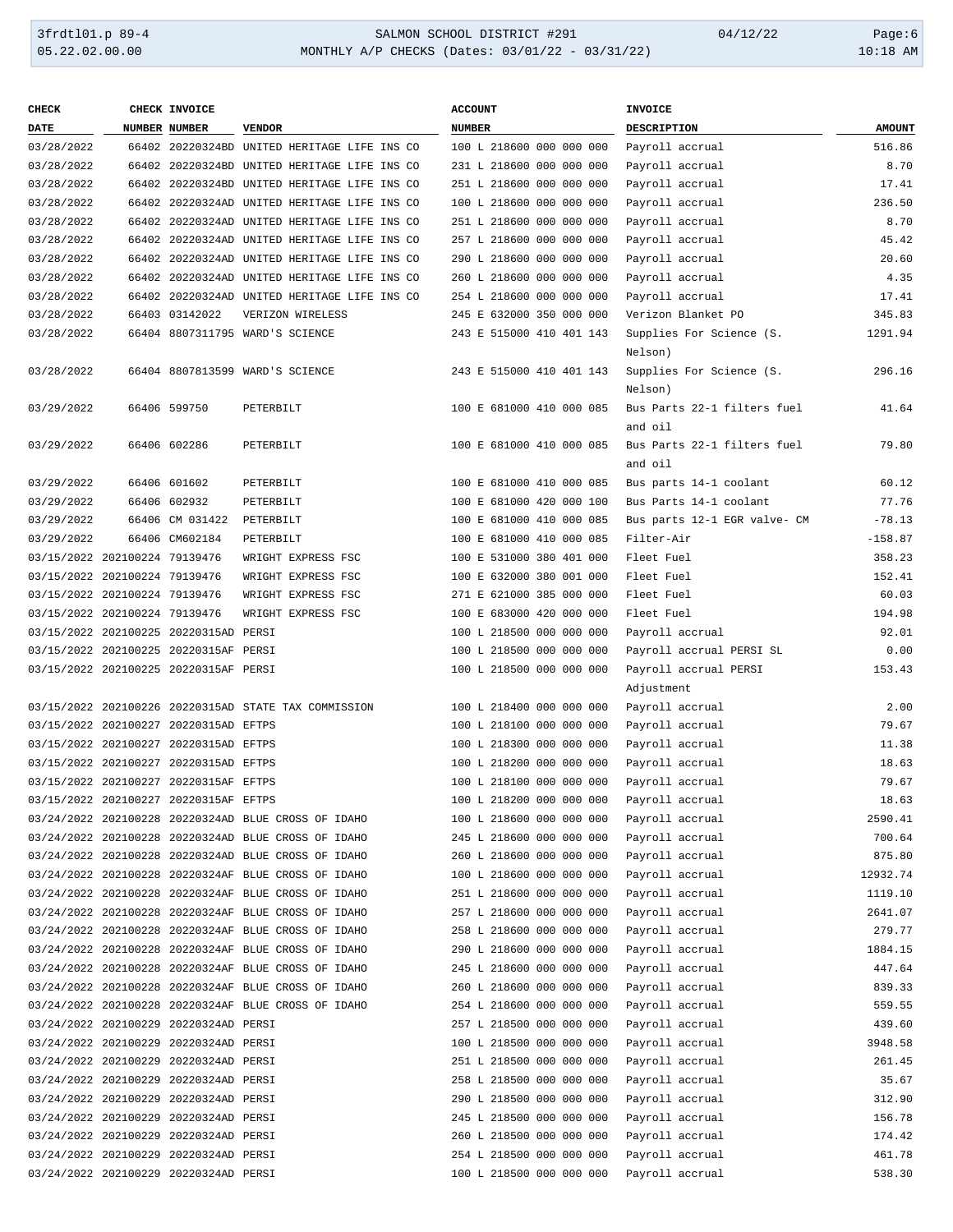| CHECK DATE | CHECK NUMBER | INVOICE NUMBER | VENDOR | ACCOUNT NUMBER | INVOICE DESCRIPTION | AMOUNT |
|---|---|---|---|---|---|---|
| 03/28/2022 | 66402 | 20220324BD | UNITED HERITAGE LIFE INS CO | 100 L 218600 000 000 000 | Payroll accrual | 516.86 |
| 03/28/2022 | 66402 | 20220324BD | UNITED HERITAGE LIFE INS CO | 231 L 218600 000 000 000 | Payroll accrual | 8.70 |
| 03/28/2022 | 66402 | 20220324BD | UNITED HERITAGE LIFE INS CO | 251 L 218600 000 000 000 | Payroll accrual | 17.41 |
| 03/28/2022 | 66402 | 20220324AD | UNITED HERITAGE LIFE INS CO | 100 L 218600 000 000 000 | Payroll accrual | 236.50 |
| 03/28/2022 | 66402 | 20220324AD | UNITED HERITAGE LIFE INS CO | 251 L 218600 000 000 000 | Payroll accrual | 8.70 |
| 03/28/2022 | 66402 | 20220324AD | UNITED HERITAGE LIFE INS CO | 257 L 218600 000 000 000 | Payroll accrual | 45.42 |
| 03/28/2022 | 66402 | 20220324AD | UNITED HERITAGE LIFE INS CO | 290 L 218600 000 000 000 | Payroll accrual | 20.60 |
| 03/28/2022 | 66402 | 20220324AD | UNITED HERITAGE LIFE INS CO | 260 L 218600 000 000 000 | Payroll accrual | 4.35 |
| 03/28/2022 | 66402 | 20220324AD | UNITED HERITAGE LIFE INS CO | 254 L 218600 000 000 000 | Payroll accrual | 17.41 |
| 03/28/2022 | 66403 | 03142022 | VERIZON WIRELESS | 245 E 632000 350 000 000 | Verizon Blanket PO | 345.83 |
| 03/28/2022 | 66404 | 8807311795 | WARD'S SCIENCE | 243 E 515000 410 401 143 | Supplies For Science (S. Nelson) | 1291.94 |
| 03/28/2022 | 66404 | 8807813599 | WARD'S SCIENCE | 243 E 515000 410 401 143 | Supplies For Science (S. Nelson) | 296.16 |
| 03/29/2022 | 66406 | 599750 | PETERBILT | 100 E 681000 410 000 085 | Bus Parts 22-1 filters fuel and oil | 41.64 |
| 03/29/2022 | 66406 | 602286 | PETERBILT | 100 E 681000 410 000 085 | Bus Parts 22-1 filters fuel and oil | 79.80 |
| 03/29/2022 | 66406 | 601602 | PETERBILT | 100 E 681000 410 000 085 | Bus parts 14-1 coolant | 60.12 |
| 03/29/2022 | 66406 | 602932 | PETERBILT | 100 E 681000 420 000 100 | Bus Parts 14-1 coolant | 77.76 |
| 03/29/2022 | 66406 | CM 031422 | PETERBILT | 100 E 681000 410 000 085 | Bus parts 12-1 EGR valve- CM | -78.13 |
| 03/29/2022 | 66406 | CM602184 | PETERBILT | 100 E 681000 410 000 085 | Filter-Air | -158.87 |
| 03/15/2022 | 202100224 | 79139476 | WRIGHT EXPRESS FSC | 100 E 531000 380 401 000 | Fleet Fuel | 358.23 |
| 03/15/2022 | 202100224 | 79139476 | WRIGHT EXPRESS FSC | 100 E 632000 380 001 000 | Fleet Fuel | 152.41 |
| 03/15/2022 | 202100224 | 79139476 | WRIGHT EXPRESS FSC | 271 E 621000 385 000 000 | Fleet Fuel | 60.03 |
| 03/15/2022 | 202100224 | 79139476 | WRIGHT EXPRESS FSC | 100 E 683000 420 000 000 | Fleet Fuel | 194.98 |
| 03/15/2022 | 202100225 | 20220315AD | PERSI | 100 L 218500 000 000 000 | Payroll accrual | 92.01 |
| 03/15/2022 | 202100225 | 20220315AF | PERSI | 100 L 218500 000 000 000 | Payroll accrual PERSI SL | 0.00 |
| 03/15/2022 | 202100225 | 20220315AF | PERSI | 100 L 218500 000 000 000 | Payroll accrual PERSI Adjustment | 153.43 |
| 03/15/2022 | 202100226 | 20220315AD | STATE TAX COMMISSION | 100 L 218400 000 000 000 | Payroll accrual | 2.00 |
| 03/15/2022 | 202100227 | 20220315AD | EFTPS | 100 L 218100 000 000 000 | Payroll accrual | 79.67 |
| 03/15/2022 | 202100227 | 20220315AD | EFTPS | 100 L 218300 000 000 000 | Payroll accrual | 11.38 |
| 03/15/2022 | 202100227 | 20220315AD | EFTPS | 100 L 218200 000 000 000 | Payroll accrual | 18.63 |
| 03/15/2022 | 202100227 | 20220315AF | EFTPS | 100 L 218100 000 000 000 | Payroll accrual | 79.67 |
| 03/15/2022 | 202100227 | 20220315AF | EFTPS | 100 L 218200 000 000 000 | Payroll accrual | 18.63 |
| 03/24/2022 | 202100228 | 20220324AD | BLUE CROSS OF IDAHO | 100 L 218600 000 000 000 | Payroll accrual | 2590.41 |
| 03/24/2022 | 202100228 | 20220324AD | BLUE CROSS OF IDAHO | 245 L 218600 000 000 000 | Payroll accrual | 700.64 |
| 03/24/2022 | 202100228 | 20220324AD | BLUE CROSS OF IDAHO | 260 L 218600 000 000 000 | Payroll accrual | 875.80 |
| 03/24/2022 | 202100228 | 20220324AF | BLUE CROSS OF IDAHO | 100 L 218600 000 000 000 | Payroll accrual | 12932.74 |
| 03/24/2022 | 202100228 | 20220324AF | BLUE CROSS OF IDAHO | 251 L 218600 000 000 000 | Payroll accrual | 1119.10 |
| 03/24/2022 | 202100228 | 20220324AF | BLUE CROSS OF IDAHO | 257 L 218600 000 000 000 | Payroll accrual | 2641.07 |
| 03/24/2022 | 202100228 | 20220324AF | BLUE CROSS OF IDAHO | 258 L 218600 000 000 000 | Payroll accrual | 279.77 |
| 03/24/2022 | 202100228 | 20220324AF | BLUE CROSS OF IDAHO | 290 L 218600 000 000 000 | Payroll accrual | 1884.15 |
| 03/24/2022 | 202100228 | 20220324AF | BLUE CROSS OF IDAHO | 245 L 218600 000 000 000 | Payroll accrual | 447.64 |
| 03/24/2022 | 202100228 | 20220324AF | BLUE CROSS OF IDAHO | 260 L 218600 000 000 000 | Payroll accrual | 839.33 |
| 03/24/2022 | 202100228 | 20220324AF | BLUE CROSS OF IDAHO | 254 L 218600 000 000 000 | Payroll accrual | 559.55 |
| 03/24/2022 | 202100229 | 20220324AD | PERSI | 257 L 218500 000 000 000 | Payroll accrual | 439.60 |
| 03/24/2022 | 202100229 | 20220324AD | PERSI | 100 L 218500 000 000 000 | Payroll accrual | 3948.58 |
| 03/24/2022 | 202100229 | 20220324AD | PERSI | 251 L 218500 000 000 000 | Payroll accrual | 261.45 |
| 03/24/2022 | 202100229 | 20220324AD | PERSI | 258 L 218500 000 000 000 | Payroll accrual | 35.67 |
| 03/24/2022 | 202100229 | 20220324AD | PERSI | 290 L 218500 000 000 000 | Payroll accrual | 312.90 |
| 03/24/2022 | 202100229 | 20220324AD | PERSI | 245 L 218500 000 000 000 | Payroll accrual | 156.78 |
| 03/24/2022 | 202100229 | 20220324AD | PERSI | 260 L 218500 000 000 000 | Payroll accrual | 174.42 |
| 03/24/2022 | 202100229 | 20220324AD | PERSI | 254 L 218500 000 000 000 | Payroll accrual | 461.78 |
| 03/24/2022 | 202100229 | 20220324AD | PERSI | 100 L 218500 000 000 000 | Payroll accrual | 538.30 |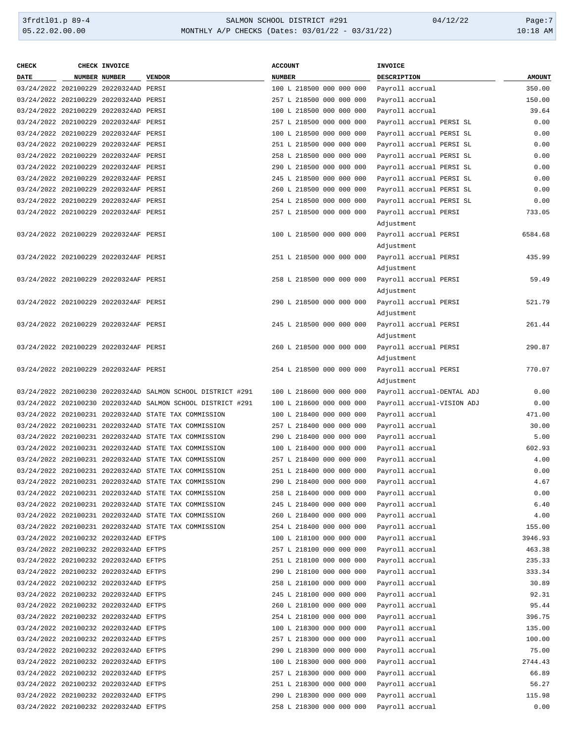| CHECK DATE | CHECK NUMBER | INVOICE NUMBER | VENDOR | ACCOUNT NUMBER | INVOICE DESCRIPTION | AMOUNT |
|---|---|---|---|---|---|---|
| 03/24/2022 | 202100229 | 20220324AD | PERSI | 100 L 218500 000 000 000 | Payroll accrual | 350.00 |
| 03/24/2022 | 202100229 | 20220324AD | PERSI | 257 L 218500 000 000 000 | Payroll accrual | 150.00 |
| 03/24/2022 | 202100229 | 20220324AD | PERSI | 100 L 218500 000 000 000 | Payroll accrual | 39.64 |
| 03/24/2022 | 202100229 | 20220324AF | PERSI | 257 L 218500 000 000 000 | Payroll accrual PERSI SL | 0.00 |
| 03/24/2022 | 202100229 | 20220324AF | PERSI | 100 L 218500 000 000 000 | Payroll accrual PERSI SL | 0.00 |
| 03/24/2022 | 202100229 | 20220324AF | PERSI | 251 L 218500 000 000 000 | Payroll accrual PERSI SL | 0.00 |
| 03/24/2022 | 202100229 | 20220324AF | PERSI | 258 L 218500 000 000 000 | Payroll accrual PERSI SL | 0.00 |
| 03/24/2022 | 202100229 | 20220324AF | PERSI | 290 L 218500 000 000 000 | Payroll accrual PERSI SL | 0.00 |
| 03/24/2022 | 202100229 | 20220324AF | PERSI | 245 L 218500 000 000 000 | Payroll accrual PERSI SL | 0.00 |
| 03/24/2022 | 202100229 | 20220324AF | PERSI | 260 L 218500 000 000 000 | Payroll accrual PERSI SL | 0.00 |
| 03/24/2022 | 202100229 | 20220324AF | PERSI | 254 L 218500 000 000 000 | Payroll accrual PERSI SL | 0.00 |
| 03/24/2022 | 202100229 | 20220324AF | PERSI | 257 L 218500 000 000 000 | Payroll accrual PERSI Adjustment | 733.05 |
| 03/24/2022 | 202100229 | 20220324AF | PERSI | 100 L 218500 000 000 000 | Payroll accrual PERSI Adjustment | 6584.68 |
| 03/24/2022 | 202100229 | 20220324AF | PERSI | 251 L 218500 000 000 000 | Payroll accrual PERSI Adjustment | 435.99 |
| 03/24/2022 | 202100229 | 20220324AF | PERSI | 258 L 218500 000 000 000 | Payroll accrual PERSI Adjustment | 59.49 |
| 03/24/2022 | 202100229 | 20220324AF | PERSI | 290 L 218500 000 000 000 | Payroll accrual PERSI Adjustment | 521.79 |
| 03/24/2022 | 202100229 | 20220324AF | PERSI | 245 L 218500 000 000 000 | Payroll accrual PERSI Adjustment | 261.44 |
| 03/24/2022 | 202100229 | 20220324AF | PERSI | 260 L 218500 000 000 000 | Payroll accrual PERSI Adjustment | 290.87 |
| 03/24/2022 | 202100229 | 20220324AF | PERSI | 254 L 218500 000 000 000 | Payroll accrual PERSI Adjustment | 770.07 |
| 03/24/2022 | 202100230 | 20220324AD | SALMON SCHOOL DISTRICT #291 | 100 L 218600 000 000 000 | Payroll accrual-DENTAL ADJ | 0.00 |
| 03/24/2022 | 202100230 | 20220324AD | SALMON SCHOOL DISTRICT #291 | 100 L 218600 000 000 000 | Payroll accrual-VISION ADJ | 0.00 |
| 03/24/2022 | 202100231 | 20220324AD | STATE TAX COMMISSION | 100 L 218400 000 000 000 | Payroll accrual | 471.00 |
| 03/24/2022 | 202100231 | 20220324AD | STATE TAX COMMISSION | 257 L 218400 000 000 000 | Payroll accrual | 30.00 |
| 03/24/2022 | 202100231 | 20220324AD | STATE TAX COMMISSION | 290 L 218400 000 000 000 | Payroll accrual | 5.00 |
| 03/24/2022 | 202100231 | 20220324AD | STATE TAX COMMISSION | 100 L 218400 000 000 000 | Payroll accrual | 602.93 |
| 03/24/2022 | 202100231 | 20220324AD | STATE TAX COMMISSION | 257 L 218400 000 000 000 | Payroll accrual | 4.00 |
| 03/24/2022 | 202100231 | 20220324AD | STATE TAX COMMISSION | 251 L 218400 000 000 000 | Payroll accrual | 0.00 |
| 03/24/2022 | 202100231 | 20220324AD | STATE TAX COMMISSION | 290 L 218400 000 000 000 | Payroll accrual | 4.67 |
| 03/24/2022 | 202100231 | 20220324AD | STATE TAX COMMISSION | 258 L 218400 000 000 000 | Payroll accrual | 0.00 |
| 03/24/2022 | 202100231 | 20220324AD | STATE TAX COMMISSION | 245 L 218400 000 000 000 | Payroll accrual | 6.40 |
| 03/24/2022 | 202100231 | 20220324AD | STATE TAX COMMISSION | 260 L 218400 000 000 000 | Payroll accrual | 4.00 |
| 03/24/2022 | 202100231 | 20220324AD | STATE TAX COMMISSION | 254 L 218400 000 000 000 | Payroll accrual | 155.00 |
| 03/24/2022 | 202100232 | 20220324AD | EFTPS | 100 L 218100 000 000 000 | Payroll accrual | 3946.93 |
| 03/24/2022 | 202100232 | 20220324AD | EFTPS | 257 L 218100 000 000 000 | Payroll accrual | 463.38 |
| 03/24/2022 | 202100232 | 20220324AD | EFTPS | 251 L 218100 000 000 000 | Payroll accrual | 235.33 |
| 03/24/2022 | 202100232 | 20220324AD | EFTPS | 290 L 218100 000 000 000 | Payroll accrual | 333.34 |
| 03/24/2022 | 202100232 | 20220324AD | EFTPS | 258 L 218100 000 000 000 | Payroll accrual | 30.89 |
| 03/24/2022 | 202100232 | 20220324AD | EFTPS | 245 L 218100 000 000 000 | Payroll accrual | 92.31 |
| 03/24/2022 | 202100232 | 20220324AD | EFTPS | 260 L 218100 000 000 000 | Payroll accrual | 95.44 |
| 03/24/2022 | 202100232 | 20220324AD | EFTPS | 254 L 218100 000 000 000 | Payroll accrual | 396.75 |
| 03/24/2022 | 202100232 | 20220324AD | EFTPS | 100 L 218300 000 000 000 | Payroll accrual | 135.00 |
| 03/24/2022 | 202100232 | 20220324AD | EFTPS | 257 L 218300 000 000 000 | Payroll accrual | 100.00 |
| 03/24/2022 | 202100232 | 20220324AD | EFTPS | 290 L 218300 000 000 000 | Payroll accrual | 75.00 |
| 03/24/2022 | 202100232 | 20220324AD | EFTPS | 100 L 218300 000 000 000 | Payroll accrual | 2744.43 |
| 03/24/2022 | 202100232 | 20220324AD | EFTPS | 257 L 218300 000 000 000 | Payroll accrual | 66.89 |
| 03/24/2022 | 202100232 | 20220324AD | EFTPS | 251 L 218300 000 000 000 | Payroll accrual | 56.27 |
| 03/24/2022 | 202100232 | 20220324AD | EFTPS | 290 L 218300 000 000 000 | Payroll accrual | 115.98 |
| 03/24/2022 | 202100232 | 20220324AD | EFTPS | 258 L 218300 000 000 000 | Payroll accrual | 0.00 |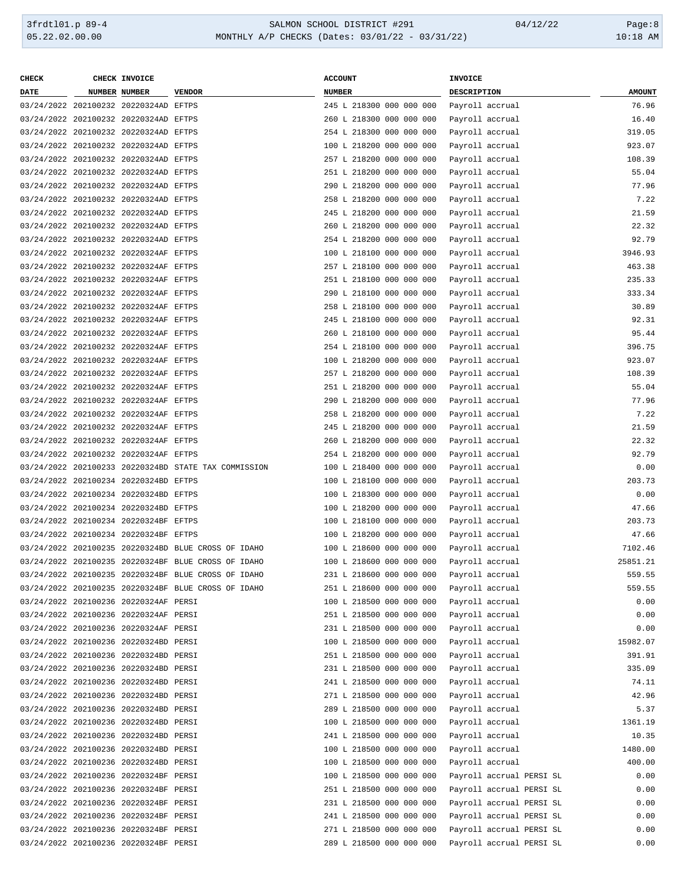| CHECK DATE | CHECK NUMBER | INVOICE NUMBER | VENDOR | ACCOUNT NUMBER | INVOICE DESCRIPTION | AMOUNT |
|---|---|---|---|---|---|---|
| 03/24/2022 | 202100232 | 20220324AD | EFTPS | 245 L 218300 000 000 000 | Payroll accrual | 76.96 |
| 03/24/2022 | 202100232 | 20220324AD | EFTPS | 260 L 218300 000 000 000 | Payroll accrual | 16.40 |
| 03/24/2022 | 202100232 | 20220324AD | EFTPS | 254 L 218300 000 000 000 | Payroll accrual | 319.05 |
| 03/24/2022 | 202100232 | 20220324AD | EFTPS | 100 L 218200 000 000 000 | Payroll accrual | 923.07 |
| 03/24/2022 | 202100232 | 20220324AD | EFTPS | 257 L 218200 000 000 000 | Payroll accrual | 108.39 |
| 03/24/2022 | 202100232 | 20220324AD | EFTPS | 251 L 218200 000 000 000 | Payroll accrual | 55.04 |
| 03/24/2022 | 202100232 | 20220324AD | EFTPS | 290 L 218200 000 000 000 | Payroll accrual | 77.96 |
| 03/24/2022 | 202100232 | 20220324AD | EFTPS | 258 L 218200 000 000 000 | Payroll accrual | 7.22 |
| 03/24/2022 | 202100232 | 20220324AD | EFTPS | 245 L 218200 000 000 000 | Payroll accrual | 21.59 |
| 03/24/2022 | 202100232 | 20220324AD | EFTPS | 260 L 218200 000 000 000 | Payroll accrual | 22.32 |
| 03/24/2022 | 202100232 | 20220324AD | EFTPS | 254 L 218200 000 000 000 | Payroll accrual | 92.79 |
| 03/24/2022 | 202100232 | 20220324AF | EFTPS | 100 L 218100 000 000 000 | Payroll accrual | 3946.93 |
| 03/24/2022 | 202100232 | 20220324AF | EFTPS | 257 L 218100 000 000 000 | Payroll accrual | 463.38 |
| 03/24/2022 | 202100232 | 20220324AF | EFTPS | 251 L 218100 000 000 000 | Payroll accrual | 235.33 |
| 03/24/2022 | 202100232 | 20220324AF | EFTPS | 290 L 218100 000 000 000 | Payroll accrual | 333.34 |
| 03/24/2022 | 202100232 | 20220324AF | EFTPS | 258 L 218100 000 000 000 | Payroll accrual | 30.89 |
| 03/24/2022 | 202100232 | 20220324AF | EFTPS | 245 L 218100 000 000 000 | Payroll accrual | 92.31 |
| 03/24/2022 | 202100232 | 20220324AF | EFTPS | 260 L 218100 000 000 000 | Payroll accrual | 95.44 |
| 03/24/2022 | 202100232 | 20220324AF | EFTPS | 254 L 218100 000 000 000 | Payroll accrual | 396.75 |
| 03/24/2022 | 202100232 | 20220324AF | EFTPS | 100 L 218200 000 000 000 | Payroll accrual | 923.07 |
| 03/24/2022 | 202100232 | 20220324AF | EFTPS | 257 L 218200 000 000 000 | Payroll accrual | 108.39 |
| 03/24/2022 | 202100232 | 20220324AF | EFTPS | 251 L 218200 000 000 000 | Payroll accrual | 55.04 |
| 03/24/2022 | 202100232 | 20220324AF | EFTPS | 290 L 218200 000 000 000 | Payroll accrual | 77.96 |
| 03/24/2022 | 202100232 | 20220324AF | EFTPS | 258 L 218200 000 000 000 | Payroll accrual | 7.22 |
| 03/24/2022 | 202100232 | 20220324AF | EFTPS | 245 L 218200 000 000 000 | Payroll accrual | 21.59 |
| 03/24/2022 | 202100232 | 20220324AF | EFTPS | 260 L 218200 000 000 000 | Payroll accrual | 22.32 |
| 03/24/2022 | 202100232 | 20220324AF | EFTPS | 254 L 218200 000 000 000 | Payroll accrual | 92.79 |
| 03/24/2022 | 202100233 | 20220324BD | STATE TAX COMMISSION | 100 L 218400 000 000 000 | Payroll accrual | 0.00 |
| 03/24/2022 | 202100234 | 20220324BD | EFTPS | 100 L 218100 000 000 000 | Payroll accrual | 203.73 |
| 03/24/2022 | 202100234 | 20220324BD | EFTPS | 100 L 218300 000 000 000 | Payroll accrual | 0.00 |
| 03/24/2022 | 202100234 | 20220324BD | EFTPS | 100 L 218200 000 000 000 | Payroll accrual | 47.66 |
| 03/24/2022 | 202100234 | 20220324BF | EFTPS | 100 L 218100 000 000 000 | Payroll accrual | 203.73 |
| 03/24/2022 | 202100234 | 20220324BF | EFTPS | 100 L 218200 000 000 000 | Payroll accrual | 47.66 |
| 03/24/2022 | 202100235 | 20220324BD | BLUE CROSS OF IDAHO | 100 L 218600 000 000 000 | Payroll accrual | 7102.46 |
| 03/24/2022 | 202100235 | 20220324BF | BLUE CROSS OF IDAHO | 100 L 218600 000 000 000 | Payroll accrual | 25851.21 |
| 03/24/2022 | 202100235 | 20220324BF | BLUE CROSS OF IDAHO | 231 L 218600 000 000 000 | Payroll accrual | 559.55 |
| 03/24/2022 | 202100235 | 20220324BF | BLUE CROSS OF IDAHO | 251 L 218600 000 000 000 | Payroll accrual | 559.55 |
| 03/24/2022 | 202100236 | 20220324AF | PERSI | 100 L 218500 000 000 000 | Payroll accrual | 0.00 |
| 03/24/2022 | 202100236 | 20220324AF | PERSI | 251 L 218500 000 000 000 | Payroll accrual | 0.00 |
| 03/24/2022 | 202100236 | 20220324AF | PERSI | 231 L 218500 000 000 000 | Payroll accrual | 0.00 |
| 03/24/2022 | 202100236 | 20220324BD | PERSI | 100 L 218500 000 000 000 | Payroll accrual | 15982.07 |
| 03/24/2022 | 202100236 | 20220324BD | PERSI | 251 L 218500 000 000 000 | Payroll accrual | 391.91 |
| 03/24/2022 | 202100236 | 20220324BD | PERSI | 231 L 218500 000 000 000 | Payroll accrual | 335.09 |
| 03/24/2022 | 202100236 | 20220324BD | PERSI | 241 L 218500 000 000 000 | Payroll accrual | 74.11 |
| 03/24/2022 | 202100236 | 20220324BD | PERSI | 271 L 218500 000 000 000 | Payroll accrual | 42.96 |
| 03/24/2022 | 202100236 | 20220324BD | PERSI | 289 L 218500 000 000 000 | Payroll accrual | 5.37 |
| 03/24/2022 | 202100236 | 20220324BD | PERSI | 100 L 218500 000 000 000 | Payroll accrual | 1361.19 |
| 03/24/2022 | 202100236 | 20220324BD | PERSI | 241 L 218500 000 000 000 | Payroll accrual | 10.35 |
| 03/24/2022 | 202100236 | 20220324BD | PERSI | 100 L 218500 000 000 000 | Payroll accrual | 1480.00 |
| 03/24/2022 | 202100236 | 20220324BD | PERSI | 100 L 218500 000 000 000 | Payroll accrual | 400.00 |
| 03/24/2022 | 202100236 | 20220324BF | PERSI | 100 L 218500 000 000 000 | Payroll accrual PERSI SL | 0.00 |
| 03/24/2022 | 202100236 | 20220324BF | PERSI | 251 L 218500 000 000 000 | Payroll accrual PERSI SL | 0.00 |
| 03/24/2022 | 202100236 | 20220324BF | PERSI | 231 L 218500 000 000 000 | Payroll accrual PERSI SL | 0.00 |
| 03/24/2022 | 202100236 | 20220324BF | PERSI | 241 L 218500 000 000 000 | Payroll accrual PERSI SL | 0.00 |
| 03/24/2022 | 202100236 | 20220324BF | PERSI | 271 L 218500 000 000 000 | Payroll accrual PERSI SL | 0.00 |
| 03/24/2022 | 202100236 | 20220324BF | PERSI | 289 L 218500 000 000 000 | Payroll accrual PERSI SL | 0.00 |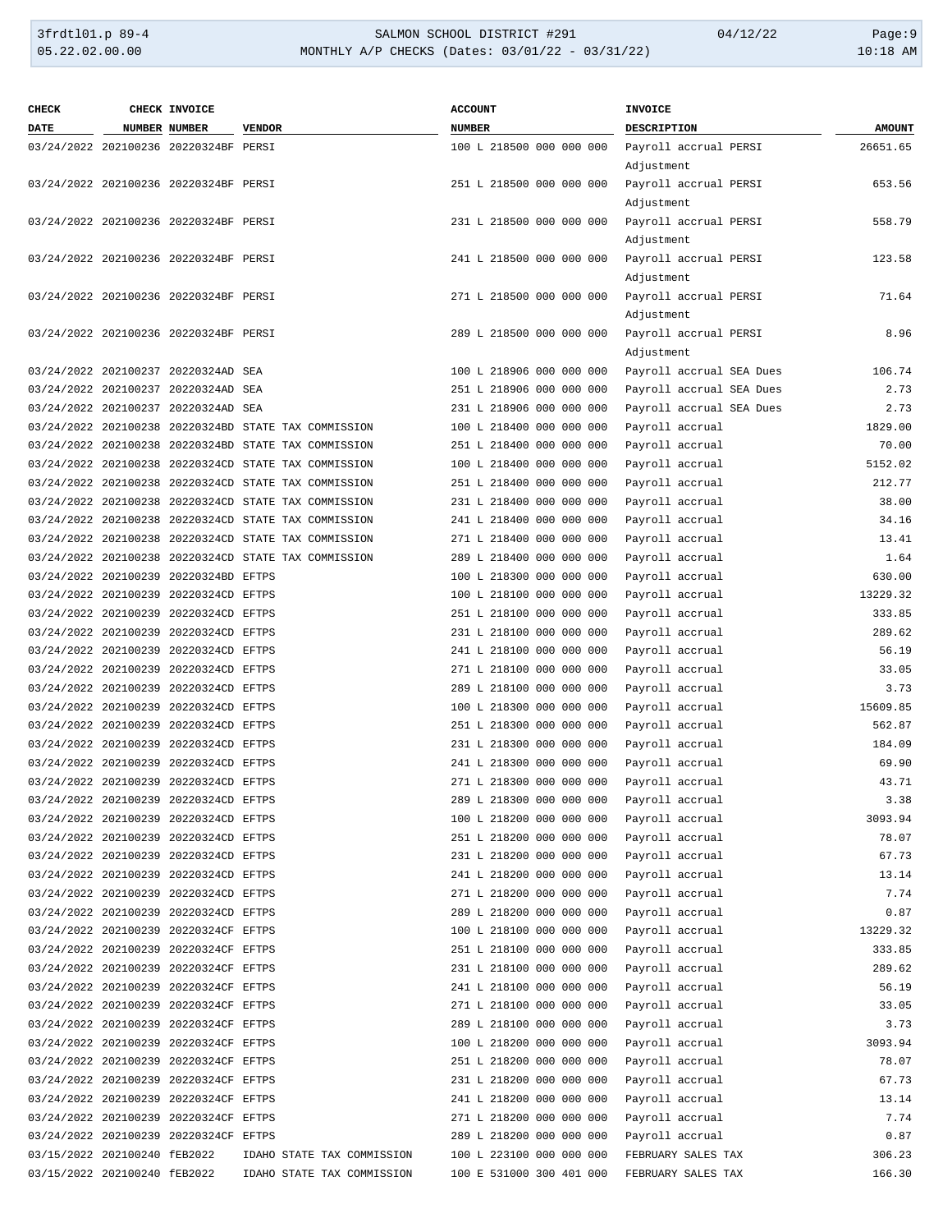| CHECK DATE | CHECK NUMBER | INVOICE NUMBER | VENDOR | ACCOUNT NUMBER | INVOICE DESCRIPTION | AMOUNT |
|---|---|---|---|---|---|---|
| 03/24/2022 | 202100236 | 20220324BF | PERSI | 100 L 218500 000 000 000 | Payroll accrual PERSI Adjustment | 26651.65 |
| 03/24/2022 | 202100236 | 20220324BF | PERSI | 251 L 218500 000 000 000 | Payroll accrual PERSI Adjustment | 653.56 |
| 03/24/2022 | 202100236 | 20220324BF | PERSI | 231 L 218500 000 000 000 | Payroll accrual PERSI Adjustment | 558.79 |
| 03/24/2022 | 202100236 | 20220324BF | PERSI | 241 L 218500 000 000 000 | Payroll accrual PERSI Adjustment | 123.58 |
| 03/24/2022 | 202100236 | 20220324BF | PERSI | 271 L 218500 000 000 000 | Payroll accrual PERSI Adjustment | 71.64 |
| 03/24/2022 | 202100236 | 20220324BF | PERSI | 289 L 218500 000 000 000 | Payroll accrual PERSI Adjustment | 8.96 |
| 03/24/2022 | 202100237 | 20220324AD | SEA | 100 L 218906 000 000 000 | Payroll accrual SEA Dues | 106.74 |
| 03/24/2022 | 202100237 | 20220324AD | SEA | 251 L 218906 000 000 000 | Payroll accrual SEA Dues | 2.73 |
| 03/24/2022 | 202100237 | 20220324AD | SEA | 231 L 218906 000 000 000 | Payroll accrual SEA Dues | 2.73 |
| 03/24/2022 | 202100238 | 20220324BD | STATE TAX COMMISSION | 100 L 218400 000 000 000 | Payroll accrual | 1829.00 |
| 03/24/2022 | 202100238 | 20220324BD | STATE TAX COMMISSION | 251 L 218400 000 000 000 | Payroll accrual | 70.00 |
| 03/24/2022 | 202100238 | 20220324CD | STATE TAX COMMISSION | 100 L 218400 000 000 000 | Payroll accrual | 5152.02 |
| 03/24/2022 | 202100238 | 20220324CD | STATE TAX COMMISSION | 251 L 218400 000 000 000 | Payroll accrual | 212.77 |
| 03/24/2022 | 202100238 | 20220324CD | STATE TAX COMMISSION | 231 L 218400 000 000 000 | Payroll accrual | 38.00 |
| 03/24/2022 | 202100238 | 20220324CD | STATE TAX COMMISSION | 241 L 218400 000 000 000 | Payroll accrual | 34.16 |
| 03/24/2022 | 202100238 | 20220324CD | STATE TAX COMMISSION | 271 L 218400 000 000 000 | Payroll accrual | 13.41 |
| 03/24/2022 | 202100238 | 20220324CD | STATE TAX COMMISSION | 289 L 218400 000 000 000 | Payroll accrual | 1.64 |
| 03/24/2022 | 202100239 | 20220324BD | EFTPS | 100 L 218300 000 000 000 | Payroll accrual | 630.00 |
| 03/24/2022 | 202100239 | 20220324CD | EFTPS | 100 L 218100 000 000 000 | Payroll accrual | 13229.32 |
| 03/24/2022 | 202100239 | 20220324CD | EFTPS | 251 L 218100 000 000 000 | Payroll accrual | 333.85 |
| 03/24/2022 | 202100239 | 20220324CD | EFTPS | 231 L 218100 000 000 000 | Payroll accrual | 289.62 |
| 03/24/2022 | 202100239 | 20220324CD | EFTPS | 241 L 218100 000 000 000 | Payroll accrual | 56.19 |
| 03/24/2022 | 202100239 | 20220324CD | EFTPS | 271 L 218100 000 000 000 | Payroll accrual | 33.05 |
| 03/24/2022 | 202100239 | 20220324CD | EFTPS | 289 L 218100 000 000 000 | Payroll accrual | 3.73 |
| 03/24/2022 | 202100239 | 20220324CD | EFTPS | 100 L 218300 000 000 000 | Payroll accrual | 15609.85 |
| 03/24/2022 | 202100239 | 20220324CD | EFTPS | 251 L 218300 000 000 000 | Payroll accrual | 562.87 |
| 03/24/2022 | 202100239 | 20220324CD | EFTPS | 231 L 218300 000 000 000 | Payroll accrual | 184.09 |
| 03/24/2022 | 202100239 | 20220324CD | EFTPS | 241 L 218300 000 000 000 | Payroll accrual | 69.90 |
| 03/24/2022 | 202100239 | 20220324CD | EFTPS | 271 L 218300 000 000 000 | Payroll accrual | 43.71 |
| 03/24/2022 | 202100239 | 20220324CD | EFTPS | 289 L 218300 000 000 000 | Payroll accrual | 3.38 |
| 03/24/2022 | 202100239 | 20220324CD | EFTPS | 100 L 218200 000 000 000 | Payroll accrual | 3093.94 |
| 03/24/2022 | 202100239 | 20220324CD | EFTPS | 251 L 218200 000 000 000 | Payroll accrual | 78.07 |
| 03/24/2022 | 202100239 | 20220324CD | EFTPS | 231 L 218200 000 000 000 | Payroll accrual | 67.73 |
| 03/24/2022 | 202100239 | 20220324CD | EFTPS | 241 L 218200 000 000 000 | Payroll accrual | 13.14 |
| 03/24/2022 | 202100239 | 20220324CD | EFTPS | 271 L 218200 000 000 000 | Payroll accrual | 7.74 |
| 03/24/2022 | 202100239 | 20220324CD | EFTPS | 289 L 218200 000 000 000 | Payroll accrual | 0.87 |
| 03/24/2022 | 202100239 | 20220324CF | EFTPS | 100 L 218100 000 000 000 | Payroll accrual | 13229.32 |
| 03/24/2022 | 202100239 | 20220324CF | EFTPS | 251 L 218100 000 000 000 | Payroll accrual | 333.85 |
| 03/24/2022 | 202100239 | 20220324CF | EFTPS | 231 L 218100 000 000 000 | Payroll accrual | 289.62 |
| 03/24/2022 | 202100239 | 20220324CF | EFTPS | 241 L 218100 000 000 000 | Payroll accrual | 56.19 |
| 03/24/2022 | 202100239 | 20220324CF | EFTPS | 271 L 218100 000 000 000 | Payroll accrual | 33.05 |
| 03/24/2022 | 202100239 | 20220324CF | EFTPS | 289 L 218100 000 000 000 | Payroll accrual | 3.73 |
| 03/24/2022 | 202100239 | 20220324CF | EFTPS | 100 L 218200 000 000 000 | Payroll accrual | 3093.94 |
| 03/24/2022 | 202100239 | 20220324CF | EFTPS | 251 L 218200 000 000 000 | Payroll accrual | 78.07 |
| 03/24/2022 | 202100239 | 20220324CF | EFTPS | 231 L 218200 000 000 000 | Payroll accrual | 67.73 |
| 03/24/2022 | 202100239 | 20220324CF | EFTPS | 241 L 218200 000 000 000 | Payroll accrual | 13.14 |
| 03/24/2022 | 202100239 | 20220324CF | EFTPS | 271 L 218200 000 000 000 | Payroll accrual | 7.74 |
| 03/24/2022 | 202100239 | 20220324CF | EFTPS | 289 L 218200 000 000 000 | Payroll accrual | 0.87 |
| 03/15/2022 | 202100240 | fEB2022 | IDAHO STATE TAX COMMISSION | 100 L 223100 000 000 000 | FEBRUARY SALES TAX | 306.23 |
| 03/15/2022 | 202100240 | fEB2022 | IDAHO STATE TAX COMMISSION | 100 E 531000 300 401 000 | FEBRUARY SALES TAX | 166.30 |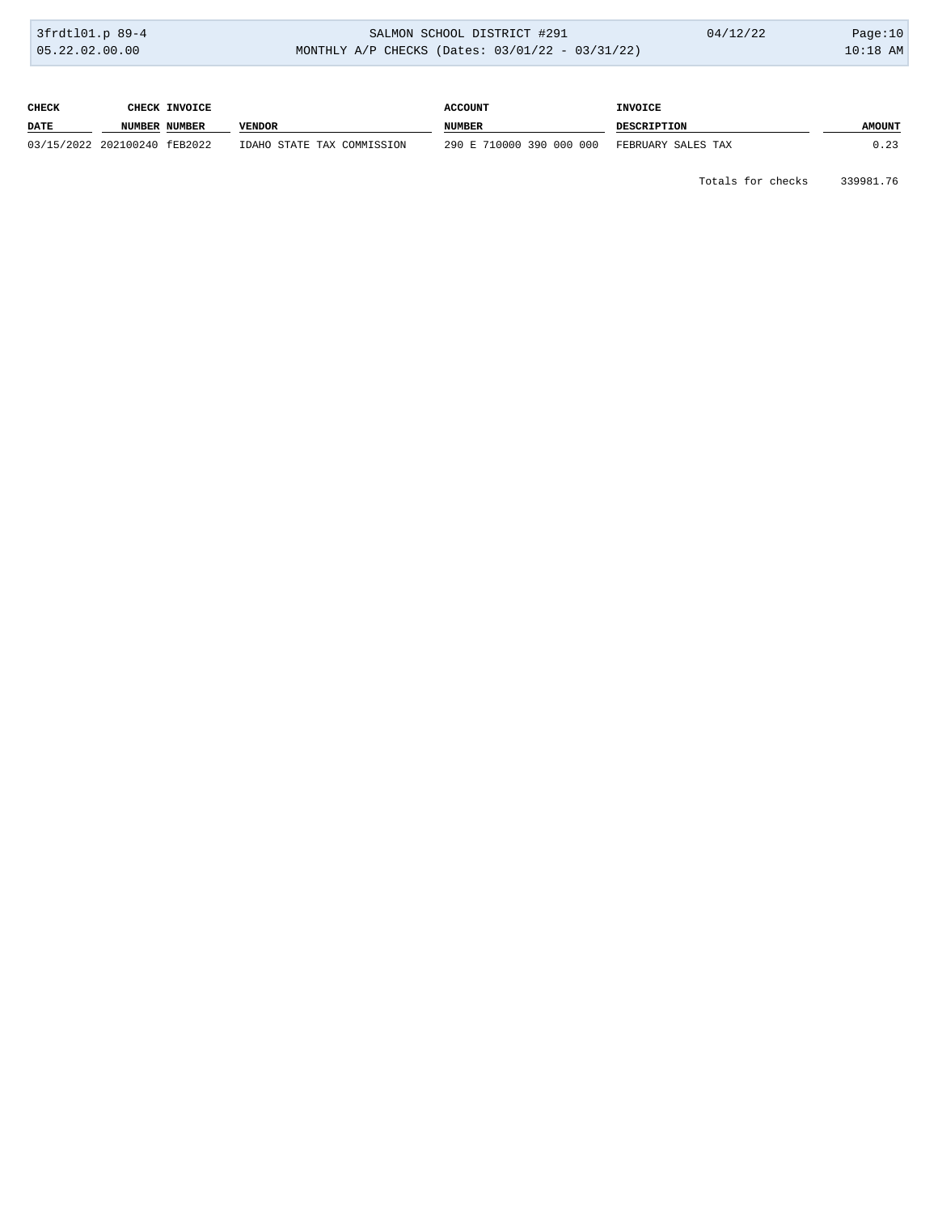| CHECK DATE | CHECK NUMBER | INVOICE NUMBER | VENDOR | ACCOUNT NUMBER | INVOICE DESCRIPTION | AMOUNT |
|---|---|---|---|---|---|---|
| 03/15/2022 | 202100240 | fEB2022 | IDAHO STATE TAX COMMISSION | 290 E 710000 390 000 000 | FEBRUARY SALES TAX | 0.23 |

Totals for checks 339981.76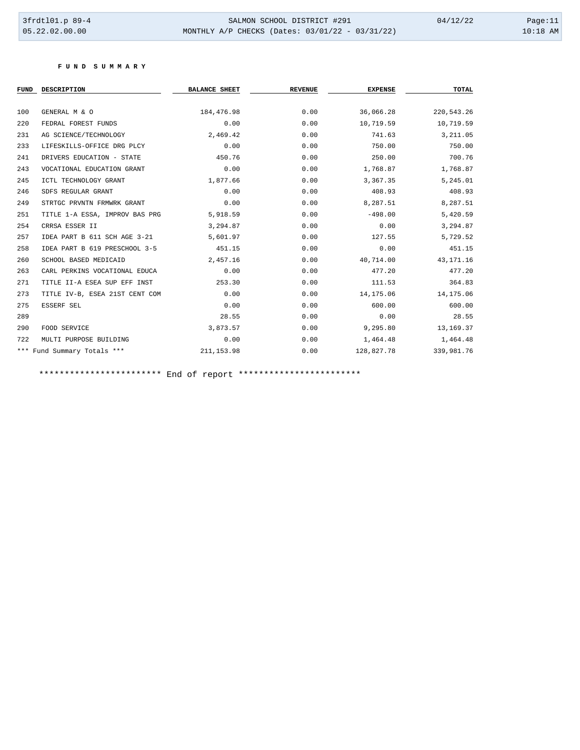**F U N D   S U M M A R Y**

| FUND | DESCRIPTION | BALANCE SHEET | REVENUE | EXPENSE | TOTAL |
|---|---|---|---|---|---|
| 100 | GENERAL M & O | 184,476.98 | 0.00 | 36,066.28 | 220,543.26 |
| 220 | FEDRAL FOREST FUNDS | 0.00 | 0.00 | 10,719.59 | 10,719.59 |
| 231 | AG SCIENCE/TECHNOLOGY | 2,469.42 | 0.00 | 741.63 | 3,211.05 |
| 233 | LIFESKILLS-OFFICE DRG PLCY | 0.00 | 0.00 | 750.00 | 750.00 |
| 241 | DRIVERS EDUCATION - STATE | 450.76 | 0.00 | 250.00 | 700.76 |
| 243 | VOCATIONAL EDUCATION GRANT | 0.00 | 0.00 | 1,768.87 | 1,768.87 |
| 245 | ICTL TECHNOLOGY GRANT | 1,877.66 | 0.00 | 3,367.35 | 5,245.01 |
| 246 | SDFS REGULAR GRANT | 0.00 | 0.00 | 408.93 | 408.93 |
| 249 | STRTGC PRVNTN FRMWRK GRANT | 0.00 | 0.00 | 8,287.51 | 8,287.51 |
| 251 | TITLE 1-A ESSA, IMPROV BAS PRG | 5,918.59 | 0.00 | -498.00 | 5,420.59 |
| 254 | CRRSA ESSER II | 3,294.87 | 0.00 | 0.00 | 3,294.87 |
| 257 | IDEA PART B 611 SCH AGE 3-21 | 5,601.97 | 0.00 | 127.55 | 5,729.52 |
| 258 | IDEA PART B 619 PRESCHOOL 3-5 | 451.15 | 0.00 | 0.00 | 451.15 |
| 260 | SCHOOL BASED MEDICAID | 2,457.16 | 0.00 | 40,714.00 | 43,171.16 |
| 263 | CARL PERKINS VOCATIONAL EDUCA | 0.00 | 0.00 | 477.20 | 477.20 |
| 271 | TITLE II-A ESEA SUP EFF INST | 253.30 | 0.00 | 111.53 | 364.83 |
| 273 | TITLE IV-B, ESEA 21ST CENT COM | 0.00 | 0.00 | 14,175.06 | 14,175.06 |
| 275 | ESSERF SEL | 0.00 | 0.00 | 600.00 | 600.00 |
| 289 | | 28.55 | 0.00 | 0.00 | 28.55 |
| 290 | FOOD SERVICE | 3,873.57 | 0.00 | 9,295.80 | 13,169.37 |
| 722 | MULTI PURPOSE BUILDING | 0.00 | 0.00 | 1,464.48 | 1,464.48 |
| *** Fund Summary Totals *** | | 211,153.98 | 0.00 | 128,827.78 | 339,981.76 |

************************ End of report ************************